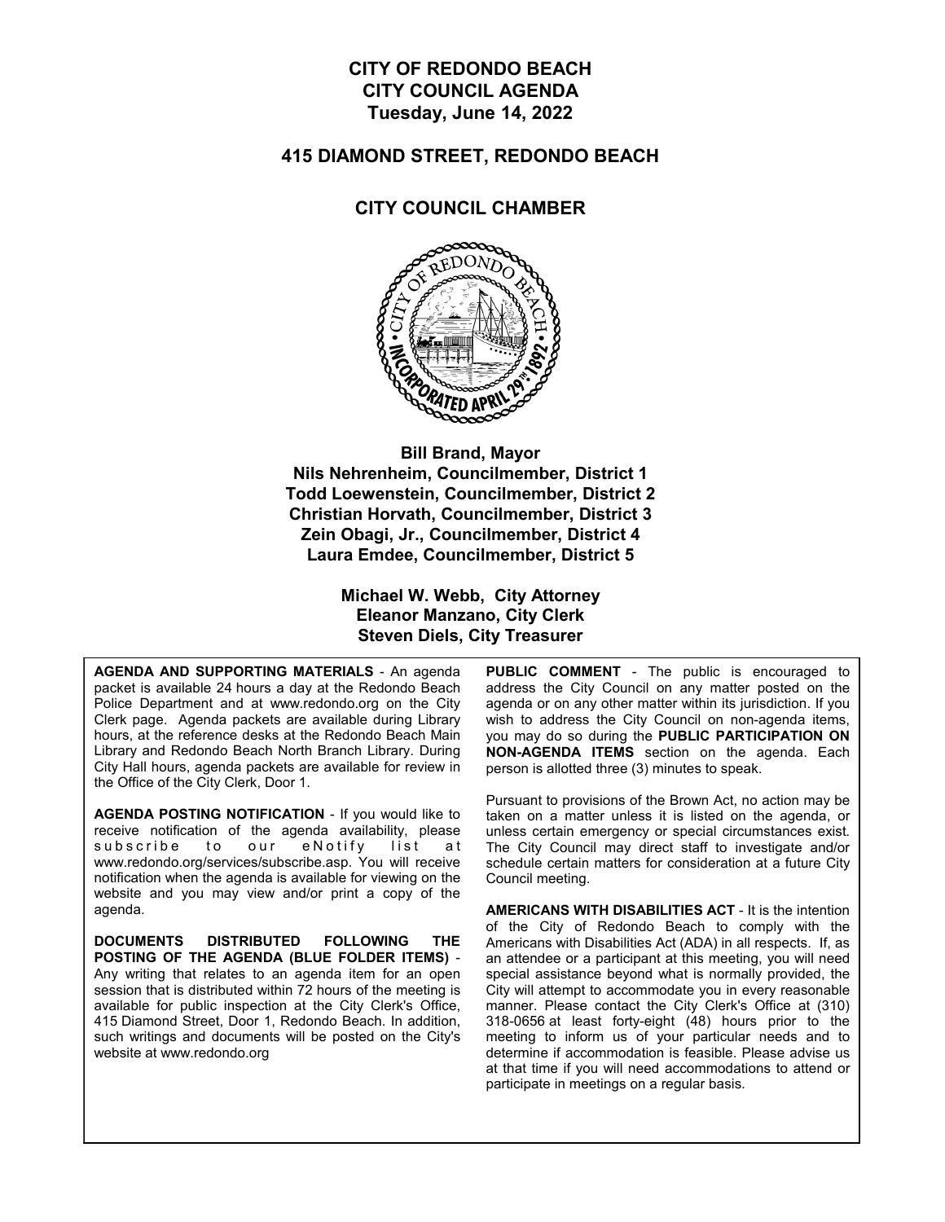# CITY OF REDONDO BEACH
# CITY COUNCIL AGENDA
# Tuesday, June 14, 2022

## 415 DIAMOND STREET, REDONDO BEACH

## CITY COUNCIL CHAMBER

**Bill Brand, Mayor**
**Nils Nehrenheim, Councilmember, District 1**
**Todd Loewenstein, Councilmember, District 2**
**Christian Horvath, Councilmember, District 3**
**Zein Obagi, Jr., Councilmember, District 4**
**Laura Emdee, Councilmember, District 5**

**Michael W. Webb, City Attorney**
**Eleanor Manzano, City Clerk**
**Steven Diels, City Treasurer**

**AGENDA AND SUPPORTING MATERIALS** - An agenda packet is available 24 hours a day at the Redondo Beach Police Department and at www.redondo.org on the City Clerk page. Agenda packets are available during Library hours, at the reference desks at the Redondo Beach Main Library and Redondo Beach North Branch Library. During City Hall hours, agenda packets are available for review in the Office of the City Clerk, Door 1.

**AGENDA POSTING NOTIFICATION** - If you would like to receive notification of the agenda availability, please subscribe to our eNotify list at www.redondo.org/services/subscribe.asp. You will receive notification when the agenda is available for viewing on the website and you may view and/or print a copy of the agenda.

**DOCUMENTS DISTRIBUTED FOLLOWING THE POSTING OF THE AGENDA (BLUE FOLDER ITEMS)** - Any writing that relates to an agenda item for an open session that is distributed within 72 hours of the meeting is available for public inspection at the City Clerk's Office, 415 Diamond Street, Door 1, Redondo Beach. In addition, such writings and documents will be posted on the City's website at www.redondo.org

**PUBLIC COMMENT** - The public is encouraged to address the City Council on any matter posted on the agenda or on any other matter within its jurisdiction. If you wish to address the City Council on non-agenda items, you may do so during the **PUBLIC PARTICIPATION ON NON-AGENDA ITEMS** section on the agenda. Each person is allotted three (3) minutes to speak.

Pursuant to provisions of the Brown Act, no action may be taken on a matter unless it is listed on the agenda, or unless certain emergency or special circumstances exist. The City Council may direct staff to investigate and/or schedule certain matters for consideration at a future City Council meeting.

**AMERICANS WITH DISABILITIES ACT** - It is the intention of the City of Redondo Beach to comply with the Americans with Disabilities Act (ADA) in all respects. If, as an attendee or a participant at this meeting, you will need special assistance beyond what is normally provided, the City will attempt to accommodate you in every reasonable manner. Please contact the City Clerk's Office at (310) 318-0656 at least forty-eight (48) hours prior to the meeting to inform us of your particular needs and to determine if accommodation is feasible. Please advise us at that time if you will need accommodations to attend or participate in meetings on a regular basis.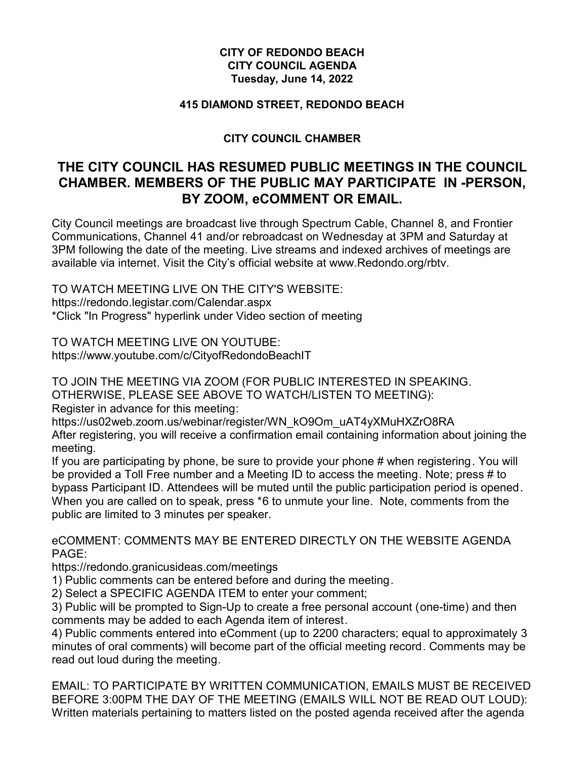**CITY OF REDONDO BEACH**
**CITY COUNCIL AGENDA**
**Tuesday, June 14, 2022**

**415 DIAMOND STREET, REDONDO BEACH**

**CITY COUNCIL CHAMBER**

## THE CITY COUNCIL HAS RESUMED PUBLIC MEETINGS IN THE COUNCIL CHAMBER. MEMBERS OF THE PUBLIC MAY PARTICIPATE IN -PERSON, BY ZOOM, eCOMMENT OR EMAIL.

City Council meetings are broadcast live through Spectrum Cable, Channel 8, and Frontier Communications, Channel 41 and/or rebroadcast on Wednesday at 3PM and Saturday at 3PM following the date of the meeting. Live streams and indexed archives of meetings are available via internet. Visit the City's official website at www.Redondo.org/rbtv.

TO WATCH MEETING LIVE ON THE CITY'S WEBSITE:
https://redondo.legistar.com/Calendar.aspx
*Click "In Progress" hyperlink under Video section of meeting

TO WATCH MEETING LIVE ON YOUTUBE:
https://www.youtube.com/c/CityofRedondoBeachIT

TO JOIN THE MEETING VIA ZOOM (FOR PUBLIC INTERESTED IN SPEAKING. OTHERWISE, PLEASE SEE ABOVE TO WATCH/LISTEN TO MEETING):
Register in advance for this meeting:
https://us02web.zoom.us/webinar/register/WN_kO9Om_uAT4yXMuHXZrO8RA
After registering, you will receive a confirmation email containing information about joining the meeting.
If you are participating by phone, be sure to provide your phone # when registering. You will be provided a Toll Free number and a Meeting ID to access the meeting. Note; press # to bypass Participant ID. Attendees will be muted until the public participation period is opened. When you are called on to speak, press *6 to unmute your line. Note, comments from the public are limited to 3 minutes per speaker.

eCOMMENT: COMMENTS MAY BE ENTERED DIRECTLY ON THE WEBSITE AGENDA PAGE:
https://redondo.granicusideas.com/meetings
1) Public comments can be entered before and during the meeting.
2) Select a SPECIFIC AGENDA ITEM to enter your comment;
3) Public will be prompted to Sign-Up to create a free personal account (one-time) and then comments may be added to each Agenda item of interest.
4) Public comments entered into eComment (up to 2200 characters; equal to approximately 3 minutes of oral comments) will become part of the official meeting record. Comments may be read out loud during the meeting.

EMAIL: TO PARTICIPATE BY WRITTEN COMMUNICATION, EMAILS MUST BE RECEIVED BEFORE 3:00PM THE DAY OF THE MEETING (EMAILS WILL NOT BE READ OUT LOUD):
Written materials pertaining to matters listed on the posted agenda received after the agenda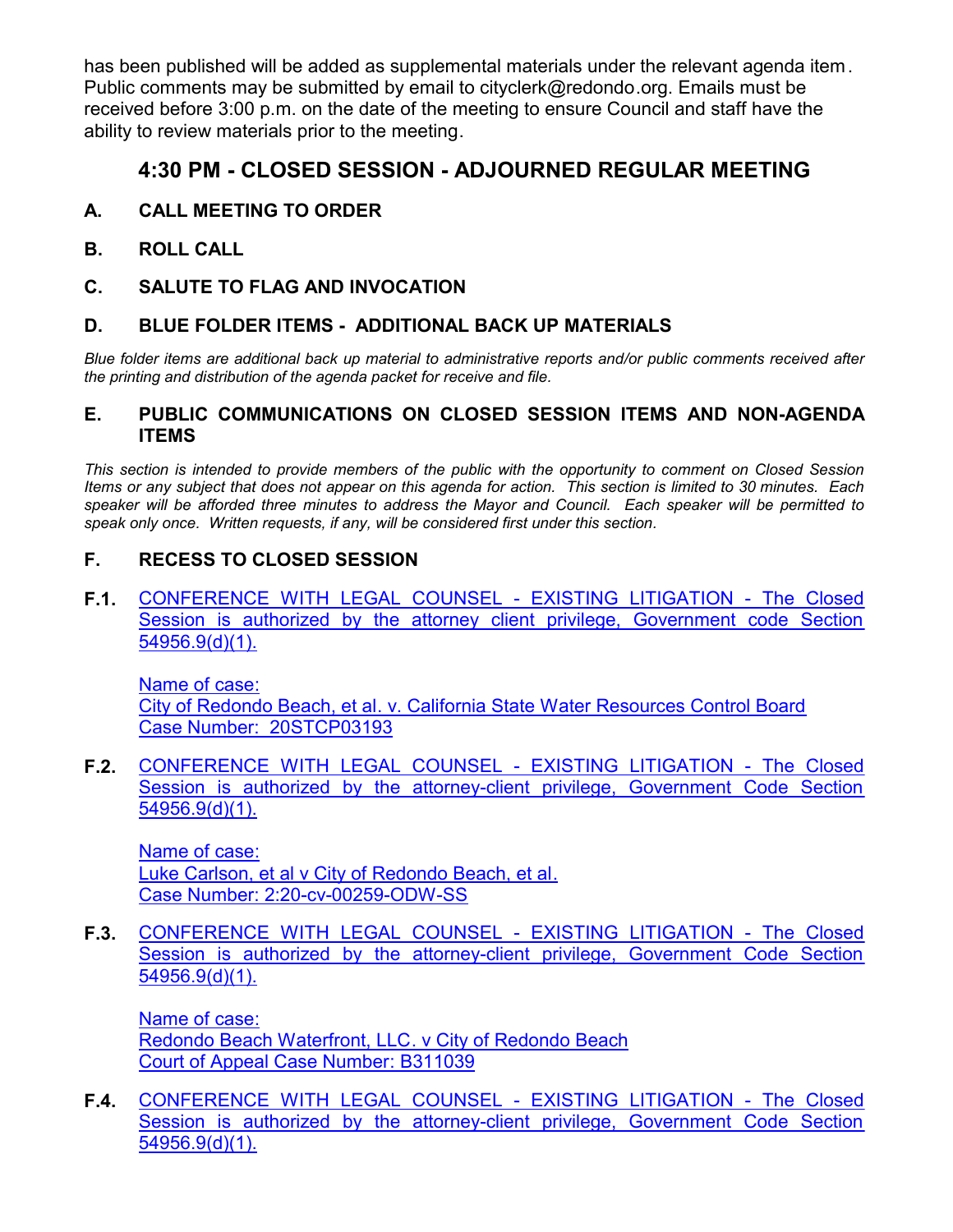has been published will be added as supplemental materials under the relevant agenda item. Public comments may be submitted by email to cityclerk@redondo.org. Emails must be received before 3:00 p.m. on the date of the meeting to ensure Council and staff have the ability to review materials prior to the meeting.

## 4:30 PM - CLOSED SESSION - ADJOURNED REGULAR MEETING

**A. CALL MEETING TO ORDER**

**B. ROLL CALL**

**C. SALUTE TO FLAG AND INVOCATION**

**D. BLUE FOLDER ITEMS - ADDITIONAL BACK UP MATERIALS**

*Blue folder items are additional back up material to administrative reports and/or public comments received after the printing and distribution of the agenda packet for receive and file.*

**E. PUBLIC COMMUNICATIONS ON CLOSED SESSION ITEMS AND NON-AGENDA ITEMS**

*This section is intended to provide members of the public with the opportunity to comment on Closed Session Items or any subject that does not appear on this agenda for action. This section is limited to 30 minutes. Each speaker will be afforded three minutes to address the Mayor and Council. Each speaker will be permitted to speak only once. Written requests, if any, will be considered first under this section.*

**F. RECESS TO CLOSED SESSION**

**F.1.** CONFERENCE WITH LEGAL COUNSEL - EXISTING LITIGATION - The Closed Session is authorized by the attorney client privilege, Government code Section 54956.9(d)(1).

Name of case:
City of Redondo Beach, et al. v. California State Water Resources Control Board
Case Number: 20STCP03193

**F.2.** CONFERENCE WITH LEGAL COUNSEL - EXISTING LITIGATION - The Closed Session is authorized by the attorney-client privilege, Government Code Section 54956.9(d)(1).

Name of case:
Luke Carlson, et al v City of Redondo Beach, et al.
Case Number: 2:20-cv-00259-ODW-SS

**F.3.** CONFERENCE WITH LEGAL COUNSEL - EXISTING LITIGATION - The Closed Session is authorized by the attorney-client privilege, Government Code Section 54956.9(d)(1).

Name of case:
Redondo Beach Waterfront, LLC. v City of Redondo Beach
Court of Appeal Case Number: B311039

**F.4.** CONFERENCE WITH LEGAL COUNSEL - EXISTING LITIGATION - The Closed Session is authorized by the attorney-client privilege, Government Code Section 54956.9(d)(1).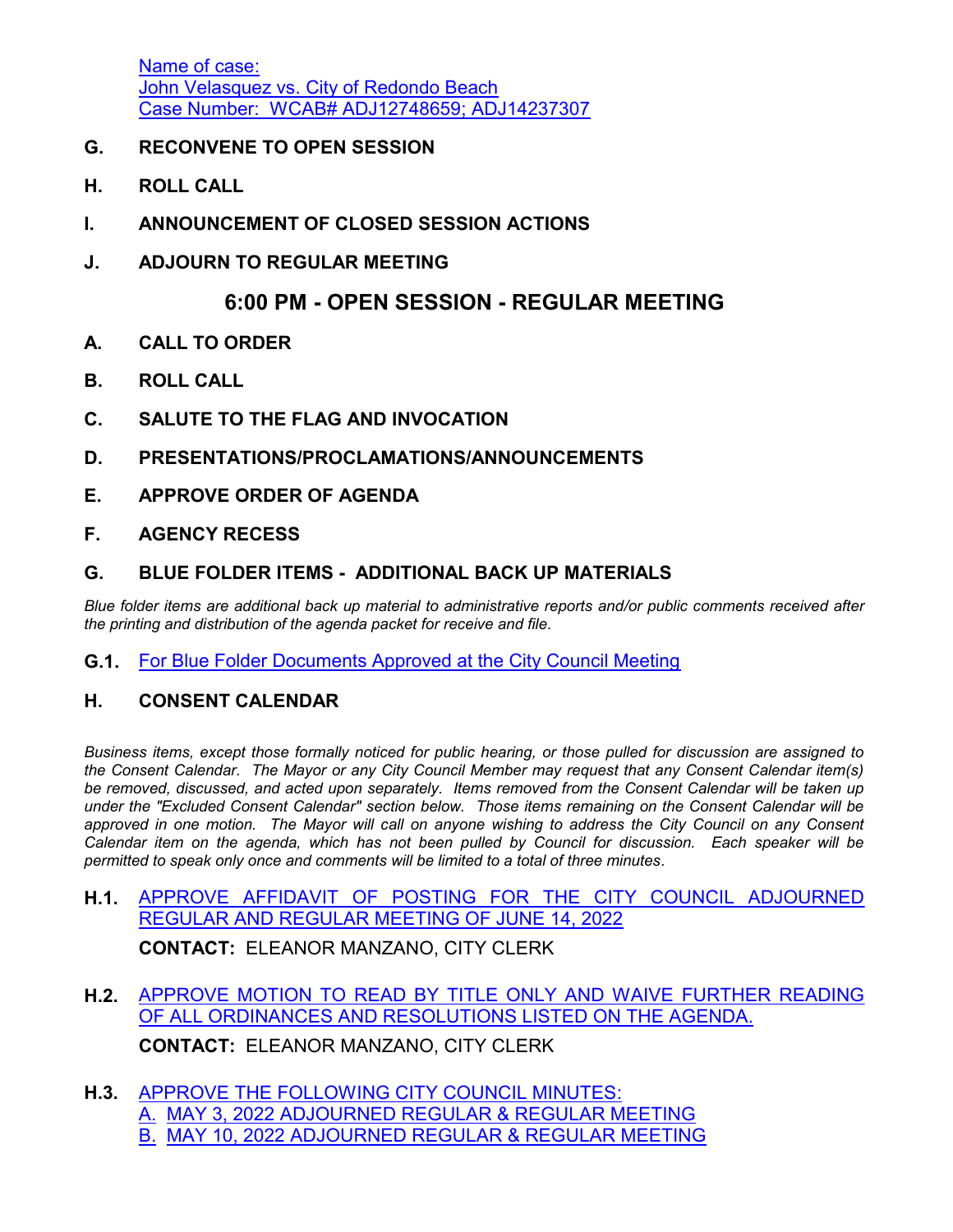Name of case:
John Velasquez vs. City of Redondo Beach
Case Number: WCAB# ADJ12748659; ADJ14237307

**G. RECONVENE TO OPEN SESSION**

**H. ROLL CALL**

**I. ANNOUNCEMENT OF CLOSED SESSION ACTIONS**

**J. ADJOURN TO REGULAR MEETING**

## 6:00 PM - OPEN SESSION - REGULAR MEETING

**A. CALL TO ORDER**

**B. ROLL CALL**

**C. SALUTE TO THE FLAG AND INVOCATION**

**D. PRESENTATIONS/PROCLAMATIONS/ANNOUNCEMENTS**

**E. APPROVE ORDER OF AGENDA**

**F. AGENCY RECESS**

**G. BLUE FOLDER ITEMS - ADDITIONAL BACK UP MATERIALS**

*Blue folder items are additional back up material to administrative reports and/or public comments received after the printing and distribution of the agenda packet for receive and file.*

**G.1.** For Blue Folder Documents Approved at the City Council Meeting

**H. CONSENT CALENDAR**

*Business items, except those formally noticed for public hearing, or those pulled for discussion are assigned to the Consent Calendar. The Mayor or any City Council Member may request that any Consent Calendar item(s) be removed, discussed, and acted upon separately. Items removed from the Consent Calendar will be taken up under the "Excluded Consent Calendar" section below. Those items remaining on the Consent Calendar will be approved in one motion. The Mayor will call on anyone wishing to address the City Council on any Consent Calendar item on the agenda, which has not been pulled by Council for discussion. Each speaker will be permitted to speak only once and comments will be limited to a total of three minutes.*

**H.1.** APPROVE AFFIDAVIT OF POSTING FOR THE CITY COUNCIL ADJOURNED REGULAR AND REGULAR MEETING OF JUNE 14, 2022

**CONTACT:** ELEANOR MANZANO, CITY CLERK

**H.2.** APPROVE MOTION TO READ BY TITLE ONLY AND WAIVE FURTHER READING OF ALL ORDINANCES AND RESOLUTIONS LISTED ON THE AGENDA.

**CONTACT:** ELEANOR MANZANO, CITY CLERK

**H.3.** APPROVE THE FOLLOWING CITY COUNCIL MINUTES:
A. MAY 3, 2022 ADJOURNED REGULAR & REGULAR MEETING
B. MAY 10, 2022 ADJOURNED REGULAR & REGULAR MEETING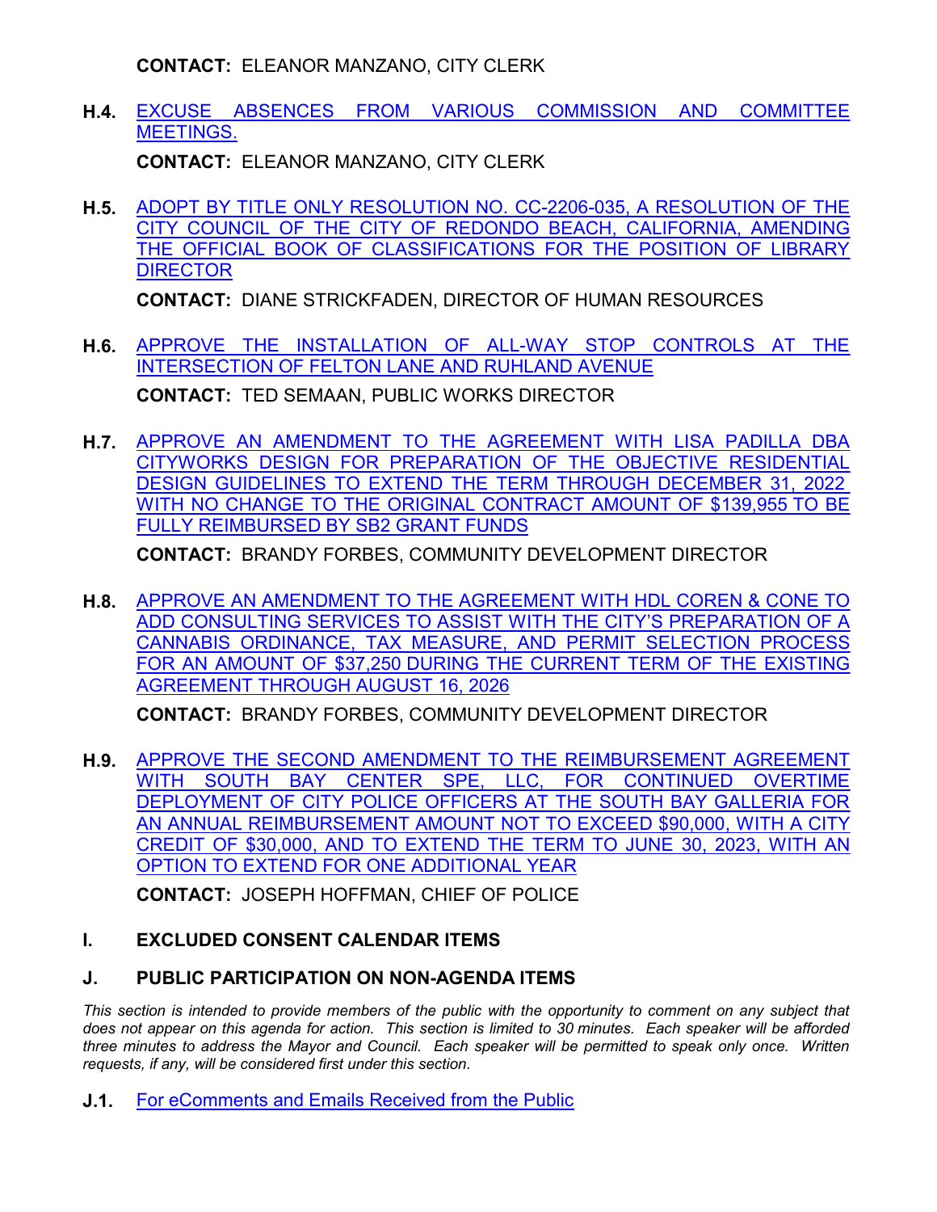**CONTACT:** ELEANOR MANZANO, CITY CLERK

**H.4.** EXCUSE ABSENCES FROM VARIOUS COMMISSION AND COMMITTEE MEETINGS.

**CONTACT:** ELEANOR MANZANO, CITY CLERK

**H.5.** ADOPT BY TITLE ONLY RESOLUTION NO. CC-2206-035, A RESOLUTION OF THE CITY COUNCIL OF THE CITY OF REDONDO BEACH, CALIFORNIA, AMENDING THE OFFICIAL BOOK OF CLASSIFICATIONS FOR THE POSITION OF LIBRARY DIRECTOR

**CONTACT:** DIANE STRICKFADEN, DIRECTOR OF HUMAN RESOURCES

**H.6.** APPROVE THE INSTALLATION OF ALL-WAY STOP CONTROLS AT THE INTERSECTION OF FELTON LANE AND RUHLAND AVENUE

**CONTACT:** TED SEMAAN, PUBLIC WORKS DIRECTOR

**H.7.** APPROVE AN AMENDMENT TO THE AGREEMENT WITH LISA PADILLA DBA CITYWORKS DESIGN FOR PREPARATION OF THE OBJECTIVE RESIDENTIAL DESIGN GUIDELINES TO EXTEND THE TERM THROUGH DECEMBER 31, 2022 WITH NO CHANGE TO THE ORIGINAL CONTRACT AMOUNT OF $139,955 TO BE FULLY REIMBURSED BY SB2 GRANT FUNDS

**CONTACT:** BRANDY FORBES, COMMUNITY DEVELOPMENT DIRECTOR

**H.8.** APPROVE AN AMENDMENT TO THE AGREEMENT WITH HDL COREN & CONE TO ADD CONSULTING SERVICES TO ASSIST WITH THE CITY'S PREPARATION OF A CANNABIS ORDINANCE, TAX MEASURE, AND PERMIT SELECTION PROCESS FOR AN AMOUNT OF $37,250 DURING THE CURRENT TERM OF THE EXISTING AGREEMENT THROUGH AUGUST 16, 2026

**CONTACT:** BRANDY FORBES, COMMUNITY DEVELOPMENT DIRECTOR

**H.9.** APPROVE THE SECOND AMENDMENT TO THE REIMBURSEMENT AGREEMENT WITH SOUTH BAY CENTER SPE, LLC, FOR CONTINUED OVERTIME DEPLOYMENT OF CITY POLICE OFFICERS AT THE SOUTH BAY GALLERIA FOR AN ANNUAL REIMBURSEMENT AMOUNT NOT TO EXCEED $90,000, WITH A CITY CREDIT OF $30,000, AND TO EXTEND THE TERM TO JUNE 30, 2023, WITH AN OPTION TO EXTEND FOR ONE ADDITIONAL YEAR

**CONTACT:** JOSEPH HOFFMAN, CHIEF OF POLICE

## I. EXCLUDED CONSENT CALENDAR ITEMS

## J. PUBLIC PARTICIPATION ON NON-AGENDA ITEMS

*This section is intended to provide members of the public with the opportunity to comment on any subject that does not appear on this agenda for action. This section is limited to 30 minutes. Each speaker will be afforded three minutes to address the Mayor and Council. Each speaker will be permitted to speak only once. Written requests, if any, will be considered first under this section.*

**J.1.** For eComments and Emails Received from the Public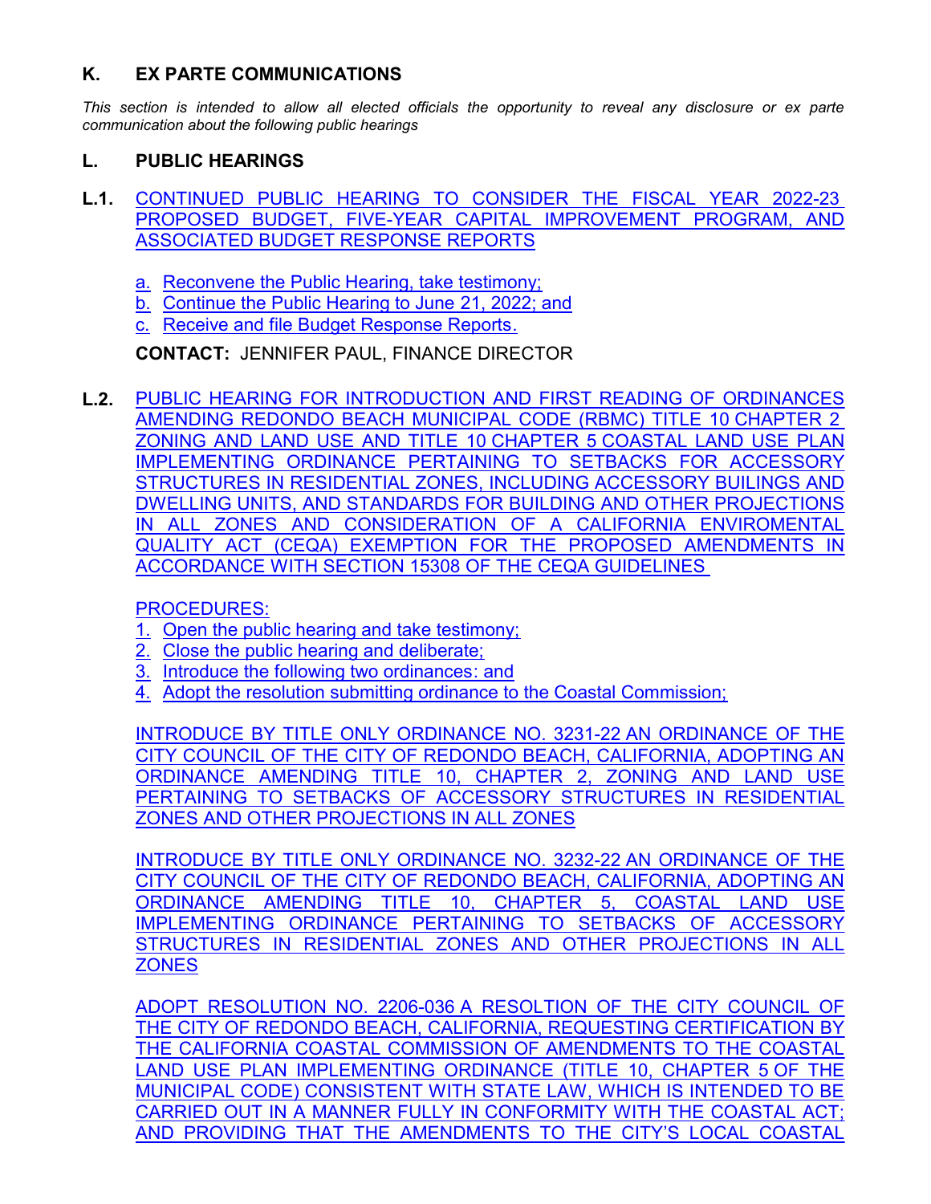## K. EX PARTE COMMUNICATIONS

*This section is intended to allow all elected officials the opportunity to reveal any disclosure or ex parte communication about the following public hearings*

## L. PUBLIC HEARINGS

**L.1.** CONTINUED PUBLIC HEARING TO CONSIDER THE FISCAL YEAR 2022-23 PROPOSED BUDGET, FIVE-YEAR CAPITAL IMPROVEMENT PROGRAM, AND ASSOCIATED BUDGET RESPONSE REPORTS

a. Reconvene the Public Hearing, take testimony;
b. Continue the Public Hearing to June 21, 2022; and
c. Receive and file Budget Response Reports.

**CONTACT:** JENNIFER PAUL, FINANCE DIRECTOR

**L.2.** PUBLIC HEARING FOR INTRODUCTION AND FIRST READING OF ORDINANCES AMENDING REDONDO BEACH MUNICIPAL CODE (RBMC) TITLE 10 CHAPTER 2 ZONING AND LAND USE AND TITLE 10 CHAPTER 5 COASTAL LAND USE PLAN IMPLEMENTING ORDINANCE PERTAINING TO SETBACKS FOR ACCESSORY STRUCTURES IN RESIDENTIAL ZONES, INCLUDING ACCESSORY BUILINGS AND DWELLING UNITS, AND STANDARDS FOR BUILDING AND OTHER PROJECTIONS IN ALL ZONES AND CONSIDERATION OF A CALIFORNIA ENVIROMENTAL QUALITY ACT (CEQA) EXEMPTION FOR THE PROPOSED AMENDMENTS IN ACCORDANCE WITH SECTION 15308 OF THE CEQA GUIDELINES

PROCEDURES:

1. Open the public hearing and take testimony;
2. Close the public hearing and deliberate;
3. Introduce the following two ordinances: and
4. Adopt the resolution submitting ordinance to the Coastal Commission;

INTRODUCE BY TITLE ONLY ORDINANCE NO. 3231-22 AN ORDINANCE OF THE CITY COUNCIL OF THE CITY OF REDONDO BEACH, CALIFORNIA, ADOPTING AN ORDINANCE AMENDING TITLE 10, CHAPTER 2, ZONING AND LAND USE PERTAINING TO SETBACKS OF ACCESSORY STRUCTURES IN RESIDENTIAL ZONES AND OTHER PROJECTIONS IN ALL ZONES

INTRODUCE BY TITLE ONLY ORDINANCE NO. 3232-22 AN ORDINANCE OF THE CITY COUNCIL OF THE CITY OF REDONDO BEACH, CALIFORNIA, ADOPTING AN ORDINANCE AMENDING TITLE 10, CHAPTER 5, COASTAL LAND USE IMPLEMENTING ORDINANCE PERTAINING TO SETBACKS OF ACCESSORY STRUCTURES IN RESIDENTIAL ZONES AND OTHER PROJECTIONS IN ALL ZONES

ADOPT RESOLUTION NO. 2206-036 A RESOLTION OF THE CITY COUNCIL OF THE CITY OF REDONDO BEACH, CALIFORNIA, REQUESTING CERTIFICATION BY THE CALIFORNIA COASTAL COMMISSION OF AMENDMENTS TO THE COASTAL LAND USE PLAN IMPLEMENTING ORDINANCE (TITLE 10, CHAPTER 5 OF THE MUNICIPAL CODE) CONSISTENT WITH STATE LAW, WHICH IS INTENDED TO BE CARRIED OUT IN A MANNER FULLY IN CONFORMITY WITH THE COASTAL ACT; AND PROVIDING THAT THE AMENDMENTS TO THE CITY'S LOCAL COASTAL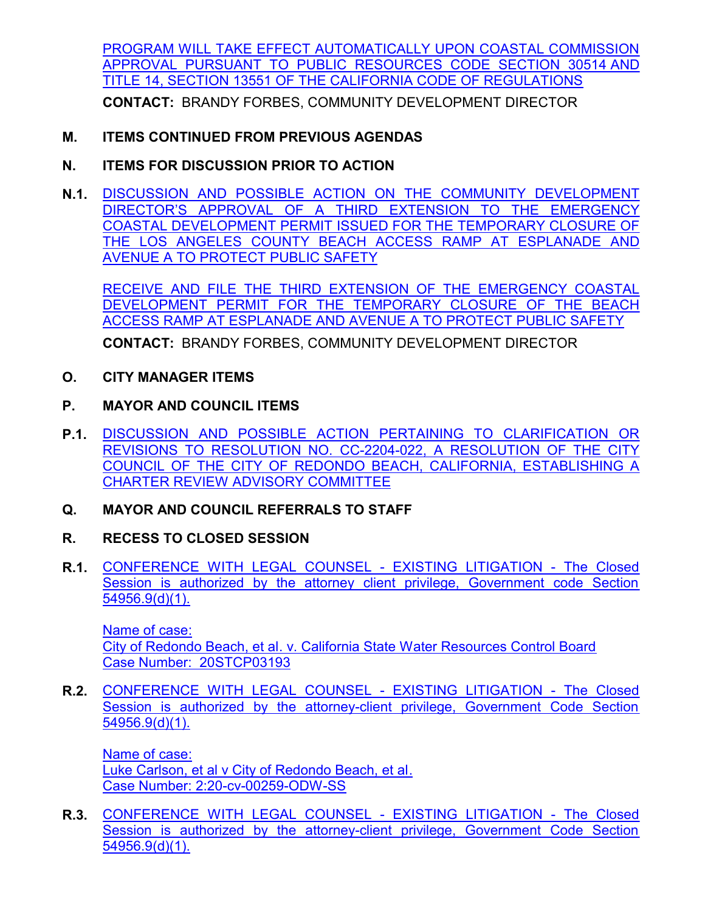PROGRAM WILL TAKE EFFECT AUTOMATICALLY UPON COASTAL COMMISSION APPROVAL PURSUANT TO PUBLIC RESOURCES CODE SECTION 30514 AND TITLE 14, SECTION 13551 OF THE CALIFORNIA CODE OF REGULATIONS

**CONTACT:** BRANDY FORBES, COMMUNITY DEVELOPMENT DIRECTOR

**M. ITEMS CONTINUED FROM PREVIOUS AGENDAS**

**N. ITEMS FOR DISCUSSION PRIOR TO ACTION**

**N.1.** DISCUSSION AND POSSIBLE ACTION ON THE COMMUNITY DEVELOPMENT DIRECTOR'S APPROVAL OF A THIRD EXTENSION TO THE EMERGENCY COASTAL DEVELOPMENT PERMIT ISSUED FOR THE TEMPORARY CLOSURE OF THE LOS ANGELES COUNTY BEACH ACCESS RAMP AT ESPLANADE AND AVENUE A TO PROTECT PUBLIC SAFETY

RECEIVE AND FILE THE THIRD EXTENSION OF THE EMERGENCY COASTAL DEVELOPMENT PERMIT FOR THE TEMPORARY CLOSURE OF THE BEACH ACCESS RAMP AT ESPLANADE AND AVENUE A TO PROTECT PUBLIC SAFETY

**CONTACT:** BRANDY FORBES, COMMUNITY DEVELOPMENT DIRECTOR

**O. CITY MANAGER ITEMS**

**P. MAYOR AND COUNCIL ITEMS**

**P.1.** DISCUSSION AND POSSIBLE ACTION PERTAINING TO CLARIFICATION OR REVISIONS TO RESOLUTION NO. CC-2204-022, A RESOLUTION OF THE CITY COUNCIL OF THE CITY OF REDONDO BEACH, CALIFORNIA, ESTABLISHING A CHARTER REVIEW ADVISORY COMMITTEE

**Q. MAYOR AND COUNCIL REFERRALS TO STAFF**

**R. RECESS TO CLOSED SESSION**

**R.1.** CONFERENCE WITH LEGAL COUNSEL - EXISTING LITIGATION - The Closed Session is authorized by the attorney client privilege, Government code Section 54956.9(d)(1).

Name of case:
City of Redondo Beach, et al. v. California State Water Resources Control Board
Case Number: 20STCP03193

**R.2.** CONFERENCE WITH LEGAL COUNSEL - EXISTING LITIGATION - The Closed Session is authorized by the attorney-client privilege, Government Code Section 54956.9(d)(1).

Name of case:
Luke Carlson, et al v City of Redondo Beach, et al.
Case Number: 2:20-cv-00259-ODW-SS

**R.3.** CONFERENCE WITH LEGAL COUNSEL - EXISTING LITIGATION - The Closed Session is authorized by the attorney-client privilege, Government Code Section 54956.9(d)(1).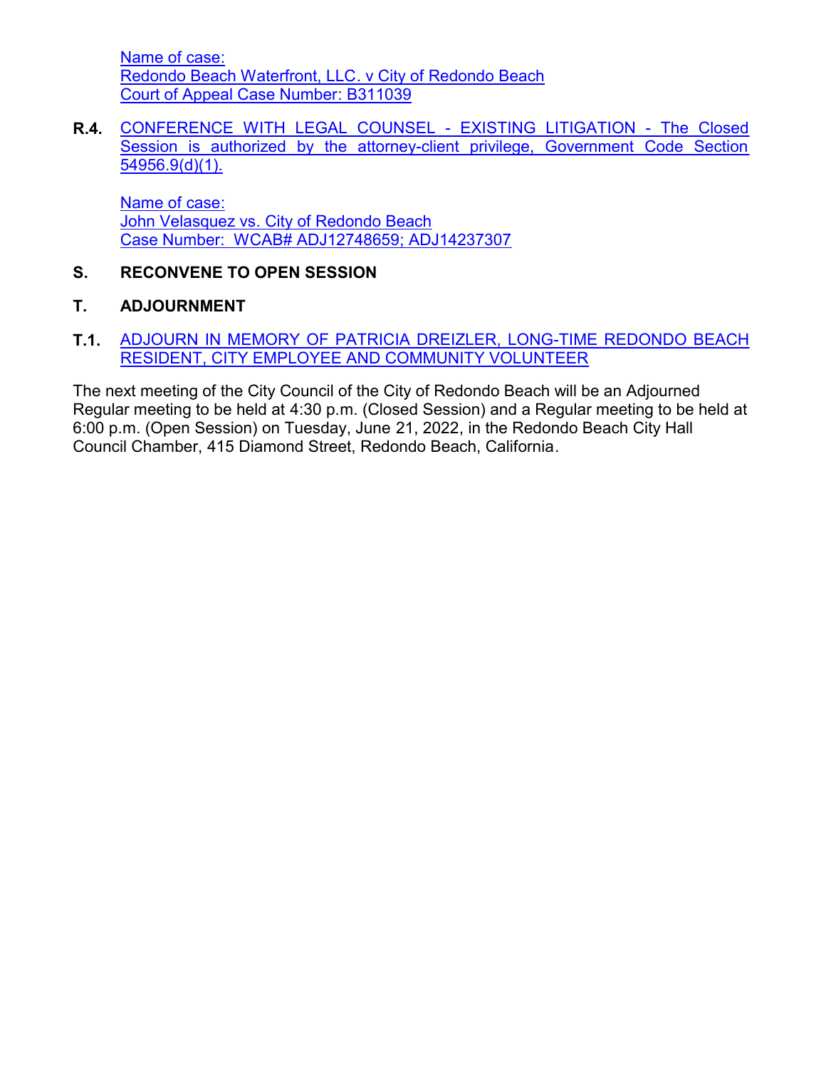Name of case:
Redondo Beach Waterfront, LLC. v City of Redondo Beach
Court of Appeal Case Number: B311039

**R.4.** CONFERENCE WITH LEGAL COUNSEL - EXISTING LITIGATION - The Closed Session is authorized by the attorney-client privilege, Government Code Section 54956.9(d)(1).

Name of case:
John Velasquez vs. City of Redondo Beach
Case Number: WCAB# ADJ12748659; ADJ14237307

## S. RECONVENE TO OPEN SESSION

## T. ADJOURNMENT

**T.1.** ADJOURN IN MEMORY OF PATRICIA DREIZLER, LONG-TIME REDONDO BEACH RESIDENT, CITY EMPLOYEE AND COMMUNITY VOLUNTEER

The next meeting of the City Council of the City of Redondo Beach will be an Adjourned Regular meeting to be held at 4:30 p.m. (Closed Session) and a Regular meeting to be held at 6:00 p.m. (Open Session) on Tuesday, June 21, 2022, in the Redondo Beach City Hall Council Chamber, 415 Diamond Street, Redondo Beach, California.